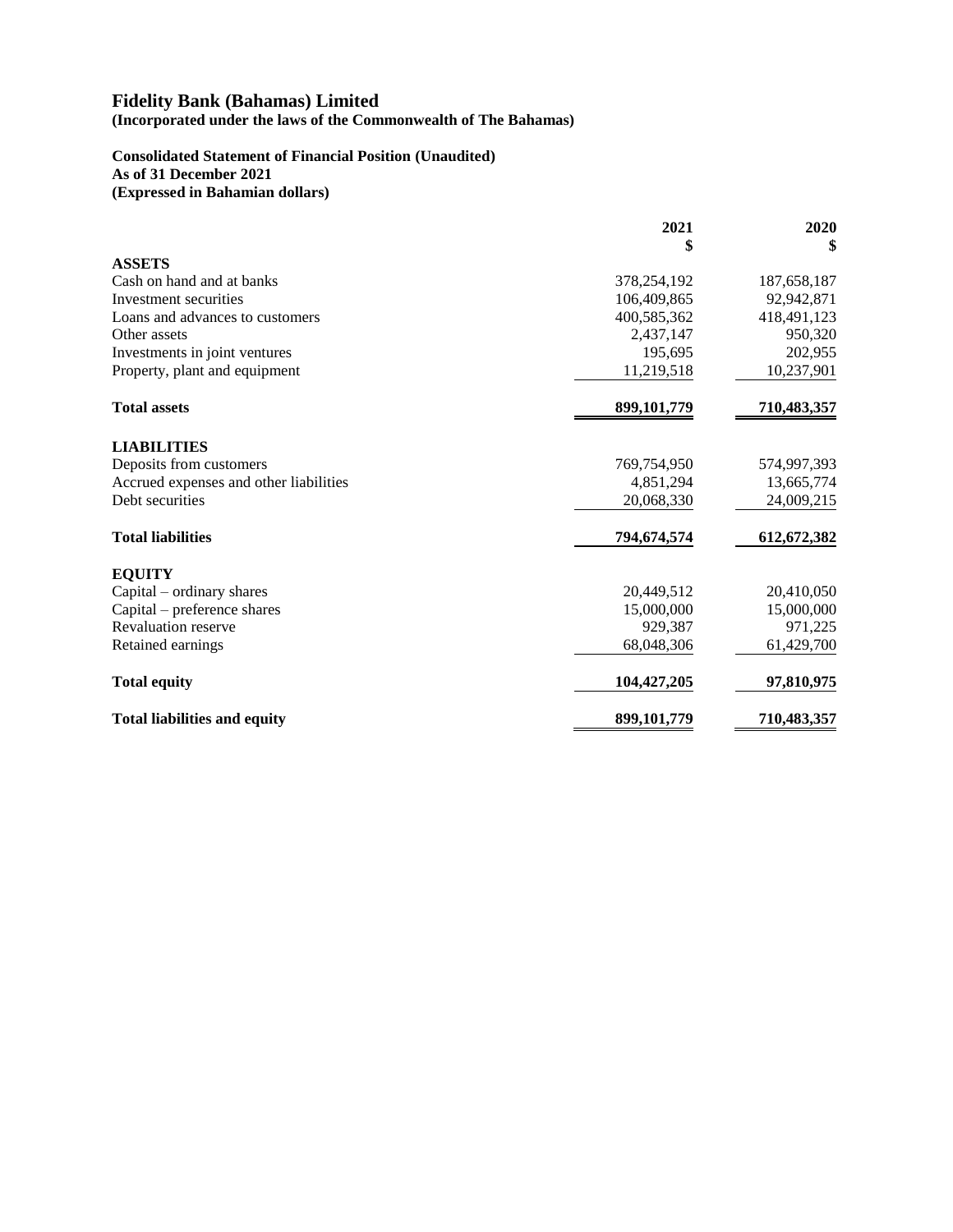# Fidelity Bank (Bahamas) Limited

**(Incorporated under the laws of the Commonwealth of The Bahamas)**

**Consolidated Statement of Financial Position (Unaudited)**
**As of 31 December 2021**
**(Expressed in Bahamian dollars)**

| | 2021<br>$ | 2020<br>$ |
|---|---|---|
| **ASSETS** | | |
| Cash on hand and at banks | 378,254,192 | 187,658,187 |
| Investment securities | 106,409,865 | 92,942,871 |
| Loans and advances to customers | 400,585,362 | 418,491,123 |
| Other assets | 2,437,147 | 950,320 |
| Investments in joint ventures | 195,695 | 202,955 |
| Property, plant and equipment | 11,219,518 | 10,237,901 |
| **Total assets** | **899,101,779** | **710,483,357** |
| **LIABILITIES** | | |
| Deposits from customers | 769,754,950 | 574,997,393 |
| Accrued expenses and other liabilities | 4,851,294 | 13,665,774 |
| Debt securities | 20,068,330 | 24,009,215 |
| **Total liabilities** | **794,674,574** | **612,672,382** |
| **EQUITY** | | |
| Capital – ordinary shares | 20,449,512 | 20,410,050 |
| Capital – preference shares | 15,000,000 | 15,000,000 |
| Revaluation reserve | 929,387 | 971,225 |
| Retained earnings | 68,048,306 | 61,429,700 |
| **Total equity** | **104,427,205** | **97,810,975** |
| **Total liabilities and equity** | **899,101,779** | **710,483,357** |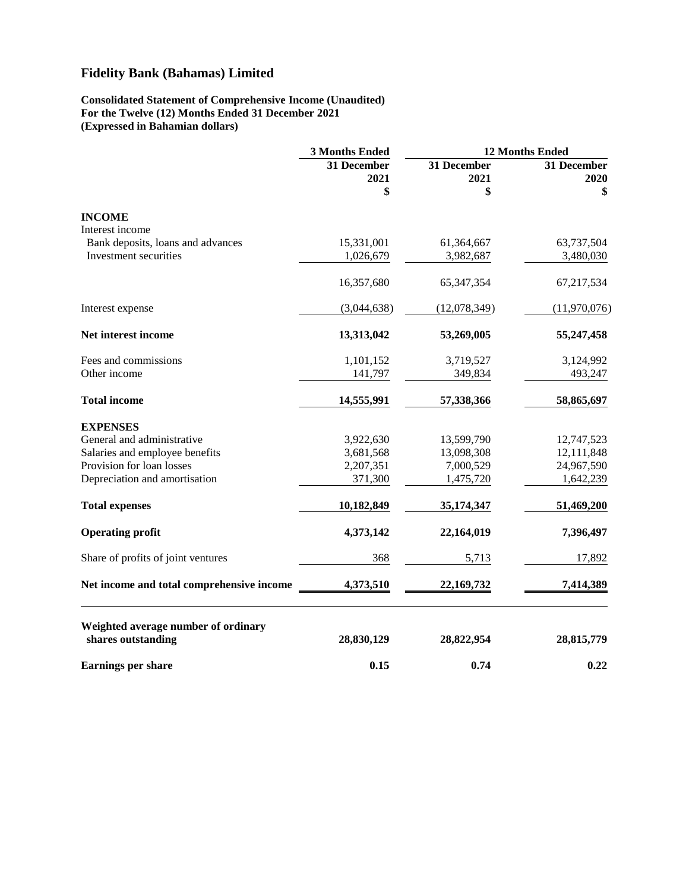# Fidelity Bank (Bahamas) Limited

**Consolidated Statement of Comprehensive Income (Unaudited)**
**For the Twelve (12) Months Ended 31 December 2021**
**(Expressed in Bahamian dollars)**

| | 3 Months Ended | 12 Months Ended | |
|---|---|---|---|
| | 31 December 2021 $ | 31 December 2021 $ | 31 December 2020 $ |
| **INCOME** | | | |
| Interest income | | | |
| Bank deposits, loans and advances | 15,331,001 | 61,364,667 | 63,737,504 |
| Investment securities | 1,026,679 | 3,982,687 | 3,480,030 |
| | 16,357,680 | 65,347,354 | 67,217,534 |
| Interest expense | (3,044,638) | (12,078,349) | (11,970,076) |
| **Net interest income** | **13,313,042** | **53,269,005** | **55,247,458** |
| Fees and commissions | 1,101,152 | 3,719,527 | 3,124,992 |
| Other income | 141,797 | 349,834 | 493,247 |
| **Total income** | **14,555,991** | **57,338,366** | **58,865,697** |
| **EXPENSES** | | | |
| General and administrative | 3,922,630 | 13,599,790 | 12,747,523 |
| Salaries and employee benefits | 3,681,568 | 13,098,308 | 12,111,848 |
| Provision for loan losses | 2,207,351 | 7,000,529 | 24,967,590 |
| Depreciation and amortisation | 371,300 | 1,475,720 | 1,642,239 |
| **Total expenses** | **10,182,849** | **35,174,347** | **51,469,200** |
| **Operating profit** | **4,373,142** | **22,164,019** | **7,396,497** |
| Share of profits of joint ventures | 368 | 5,713 | 17,892 |
| **Net income and total comprehensive income** | **4,373,510** | **22,169,732** | **7,414,389** |
| **Weighted average number of ordinary shares outstanding** | **28,830,129** | **28,822,954** | **28,815,779** |
| **Earnings per share** | **0.15** | **0.74** | **0.22** |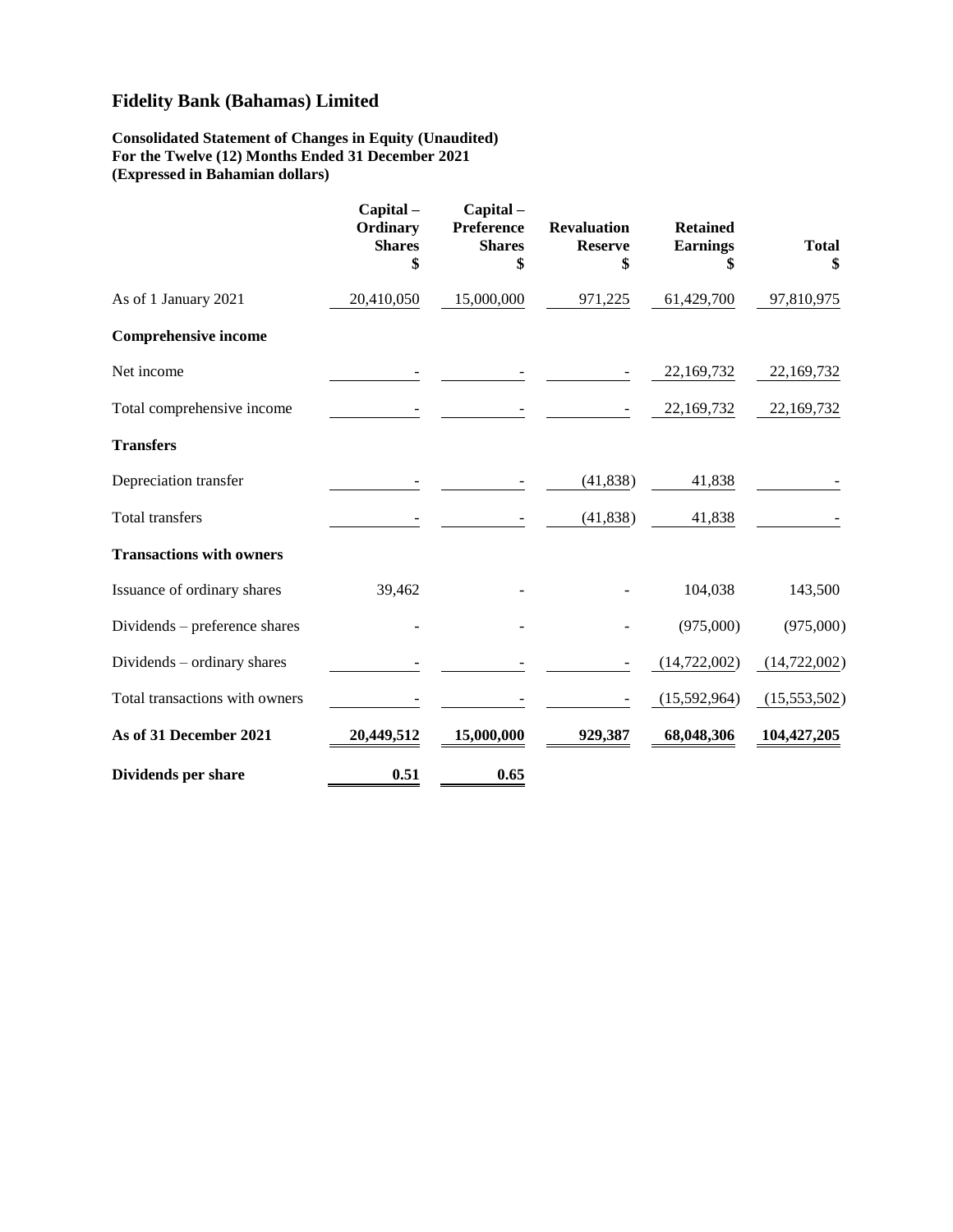# Fidelity Bank (Bahamas) Limited

**Consolidated Statement of Changes in Equity (Unaudited)**
**For the Twelve (12) Months Ended 31 December 2021**
**(Expressed in Bahamian dollars)**

| | Capital – Ordinary Shares $ | Capital – Preference Shares $ | Revaluation Reserve $ | Retained Earnings $ | Total $ |
|---|---|---|---|---|---|
| As of 1 January 2021 | 20,410,050 | 15,000,000 | 971,225 | 61,429,700 | 97,810,975 |
| **Comprehensive income** | | | | | |
| Net income | - | - | - | 22,169,732 | 22,169,732 |
| Total comprehensive income | - | - | - | 22,169,732 | 22,169,732 |
| **Transfers** | | | | | |
| Depreciation transfer | - | - | (41,838) | 41,838 | - |
| Total transfers | - | - | (41,838) | 41,838 | - |
| **Transactions with owners** | | | | | |
| Issuance of ordinary shares | 39,462 | - | - | 104,038 | 143,500 |
| Dividends – preference shares | - | - | - | (975,000) | (975,000) |
| Dividends – ordinary shares | - | - | - | (14,722,002) | (14,722,002) |
| Total transactions with owners | - | - | - | (15,592,964) | (15,553,502) |
| **As of 31 December 2021** | **20,449,512** | **15,000,000** | **929,387** | **68,048,306** | **104,427,205** |
| **Dividends per share** | **0.51** | **0.65** | | | |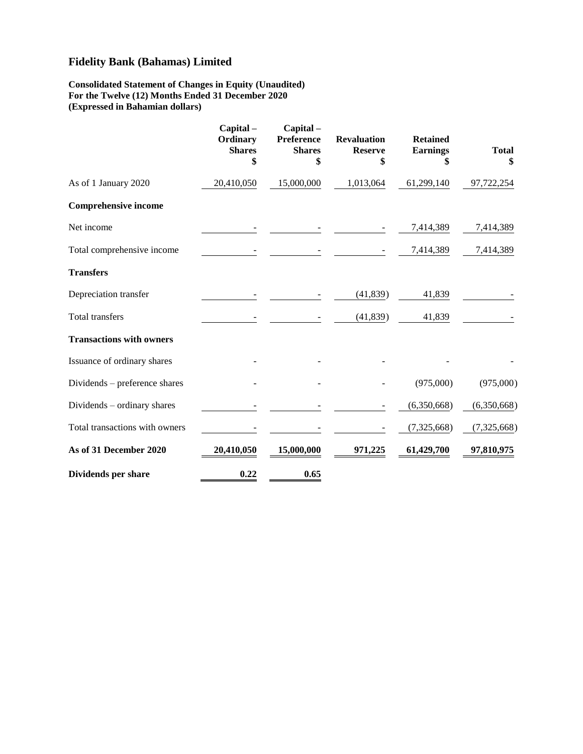# Fidelity Bank (Bahamas) Limited

**Consolidated Statement of Changes in Equity (Unaudited)**
**For the Twelve (12) Months Ended 31 December 2020**
**(Expressed in Bahamian dollars)**

| | Capital – Ordinary Shares $ | Capital – Preference Shares $ | Revaluation Reserve $ | Retained Earnings $ | Total $ |
|---|---|---|---|---|---|
| As of 1 January 2020 | 20,410,050 | 15,000,000 | 1,013,064 | 61,299,140 | 97,722,254 |
| **Comprehensive income** | | | | | |
| Net income | - | - | - | 7,414,389 | 7,414,389 |
| Total comprehensive income | - | - | - | 7,414,389 | 7,414,389 |
| **Transfers** | | | | | |
| Depreciation transfer | - | - | (41,839) | 41,839 | - |
| Total transfers | - | - | (41,839) | 41,839 | - |
| **Transactions with owners** | | | | | |
| Issuance of ordinary shares | - | - | - | - | - |
| Dividends – preference shares | - | - | - | (975,000) | (975,000) |
| Dividends – ordinary shares | - | - | - | (6,350,668) | (6,350,668) |
| Total transactions with owners | - | - | - | (7,325,668) | (7,325,668) |
| **As of 31 December 2020** | **20,410,050** | **15,000,000** | **971,225** | **61,429,700** | **97,810,975** |
| **Dividends per share** | **0.22** | **0.65** | | | |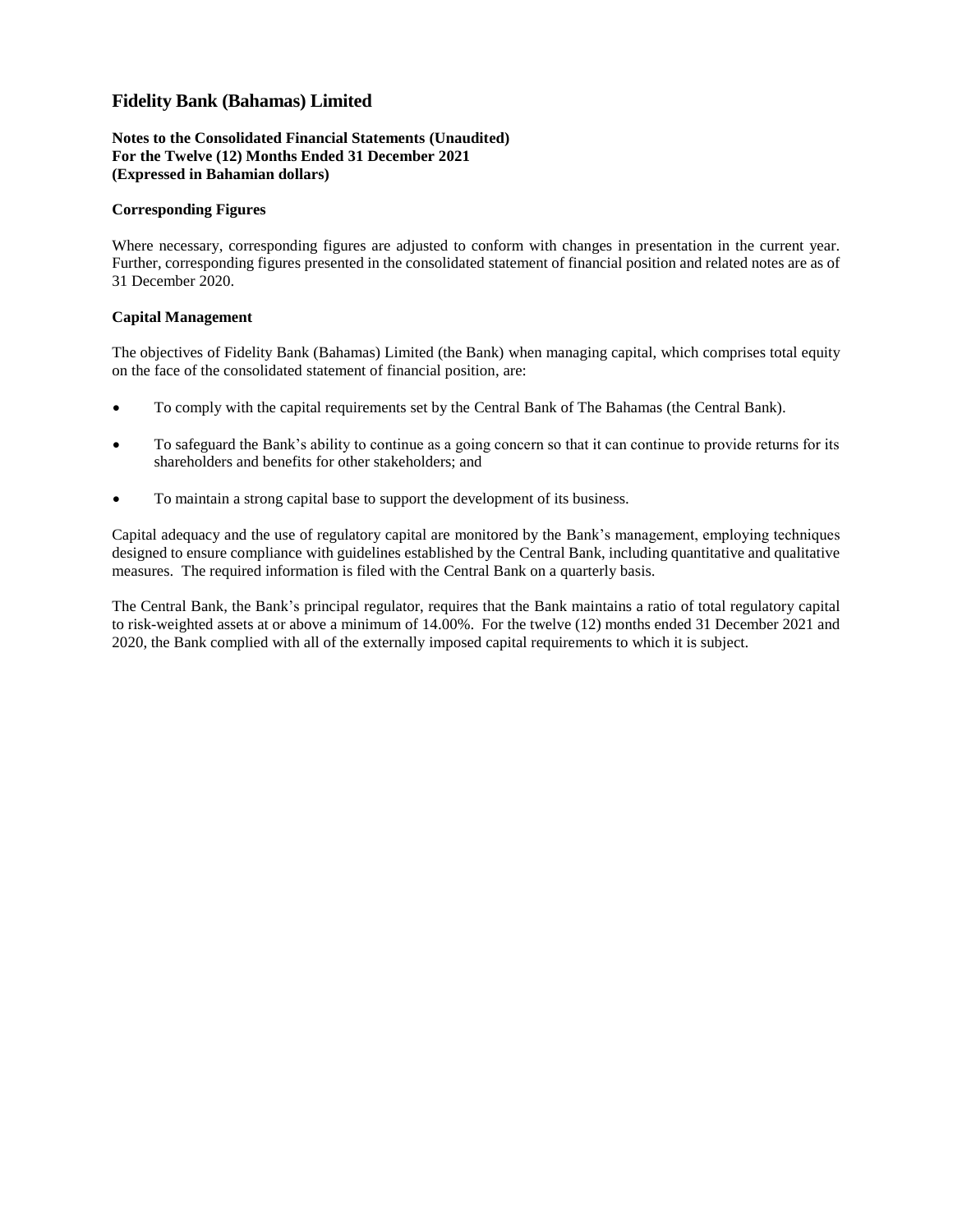# Fidelity Bank (Bahamas) Limited

**Notes to the Consolidated Financial Statements (Unaudited)**
**For the Twelve (12) Months Ended 31 December 2021**
**(Expressed in Bahamian dollars)**

### Corresponding Figures

Where necessary, corresponding figures are adjusted to conform with changes in presentation in the current year. Further, corresponding figures presented in the consolidated statement of financial position and related notes are as of 31 December 2020.

### Capital Management

The objectives of Fidelity Bank (Bahamas) Limited (the Bank) when managing capital, which comprises total equity on the face of the consolidated statement of financial position, are:

- To comply with the capital requirements set by the Central Bank of The Bahamas (the Central Bank).
- To safeguard the Bank's ability to continue as a going concern so that it can continue to provide returns for its shareholders and benefits for other stakeholders; and
- To maintain a strong capital base to support the development of its business.

Capital adequacy and the use of regulatory capital are monitored by the Bank's management, employing techniques designed to ensure compliance with guidelines established by the Central Bank, including quantitative and qualitative measures. The required information is filed with the Central Bank on a quarterly basis.

The Central Bank, the Bank's principal regulator, requires that the Bank maintains a ratio of total regulatory capital to risk-weighted assets at or above a minimum of 14.00%. For the twelve (12) months ended 31 December 2021 and 2020, the Bank complied with all of the externally imposed capital requirements to which it is subject.